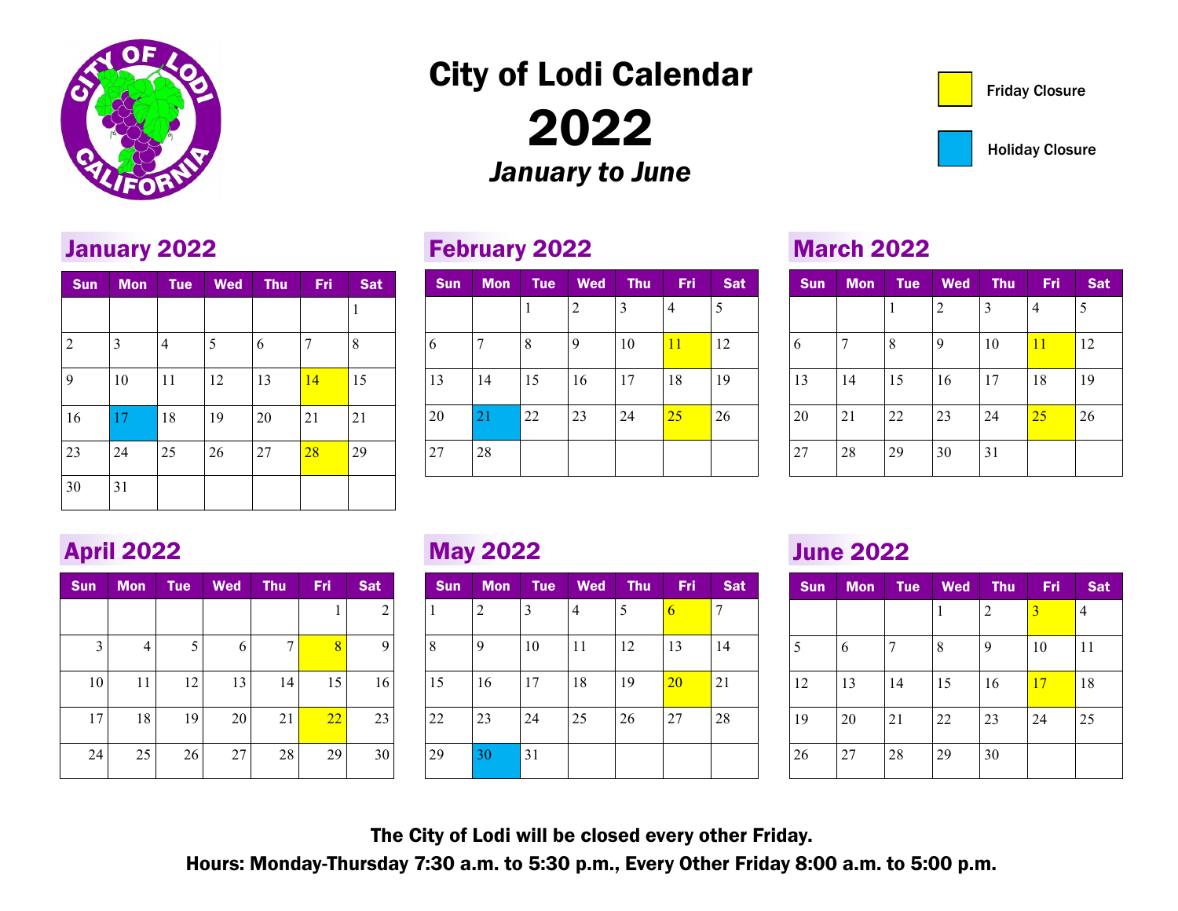# City of Lodi Calendar

# 2022

*January to June*

Friday Closure (yellow)

Holiday Closure (blue)

## January 2022

| Sun | Mon | Tue | Wed | Thu | Fri | Sat |
|---|---|---|---|---|---|---|
| | | | | | | 1 |
| 2 | 3 | 4 | 5 | 6 | 7 | 8 |
| 9 | 10 | 11 | 12 | 13 | 14 (Friday Closure) | 15 |
| 16 | 17 (Holiday Closure) | 18 | 19 | 20 | 21 | 21 |
| 23 | 24 | 25 | 26 | 27 | 28 (Friday Closure) | 29 |
| 30 | 31 | | | | | |

## February 2022

| Sun | Mon | Tue | Wed | Thu | Fri | Sat |
|---|---|---|---|---|---|---|
| | | 1 | 2 | 3 | 4 | 5 |
| 6 | 7 | 8 | 9 | 10 | 11 (Friday Closure) | 12 |
| 13 | 14 | 15 | 16 | 17 | 18 | 19 |
| 20 | 21 (Holiday Closure) | 22 | 23 | 24 | 25 (Friday Closure) | 26 |
| 27 | 28 | | | | | |

## March 2022

| Sun | Mon | Tue | Wed | Thu | Fri | Sat |
|---|---|---|---|---|---|---|
| | | 1 | 2 | 3 | 4 | 5 |
| 6 | 7 | 8 | 9 | 10 | 11 (Friday Closure) | 12 |
| 13 | 14 | 15 | 16 | 17 | 18 | 19 |
| 20 | 21 | 22 | 23 | 24 | 25 (Friday Closure) | 26 |
| 27 | 28 | 29 | 30 | 31 | | |

## April 2022

| Sun | Mon | Tue | Wed | Thu | Fri | Sat |
|---|---|---|---|---|---|---|
| | | | | | 1 | 2 |
| 3 | 4 | 5 | 6 | 7 | 8 (Friday Closure) | 9 |
| 10 | 11 | 12 | 13 | 14 | 15 | 16 |
| 17 | 18 | 19 | 20 | 21 | 22 (Friday Closure) | 23 |
| 24 | 25 | 26 | 27 | 28 | 29 | 30 |

## May 2022

| Sun | Mon | Tue | Wed | Thu | Fri | Sat |
|---|---|---|---|---|---|---|
| 1 | 2 | 3 | 4 | 5 | 6 (Friday Closure) | 7 |
| 8 | 9 | 10 | 11 | 12 | 13 | 14 |
| 15 | 16 | 17 | 18 | 19 | 20 (Friday Closure) | 21 |
| 22 | 23 | 24 | 25 | 26 | 27 | 28 |
| 29 | 30 (Holiday Closure) | 31 | | | | |

## June 2022

| Sun | Mon | Tue | Wed | Thu | Fri | Sat |
|---|---|---|---|---|---|---|
| | | | 1 | 2 | 3 (Friday Closure) | 4 |
| 5 | 6 | 7 | 8 | 9 | 10 | 11 |
| 12 | 13 | 14 | 15 | 16 | 17 (Friday Closure) | 18 |
| 19 | 20 | 21 | 22 | 23 | 24 | 25 |
| 26 | 27 | 28 | 29 | 30 | | |

**The City of Lodi will be closed every other Friday.**

**Hours: Monday-Thursday 7:30 a.m. to 5:30 p.m., Every Other Friday 8:00 a.m. to 5:00 p.m.**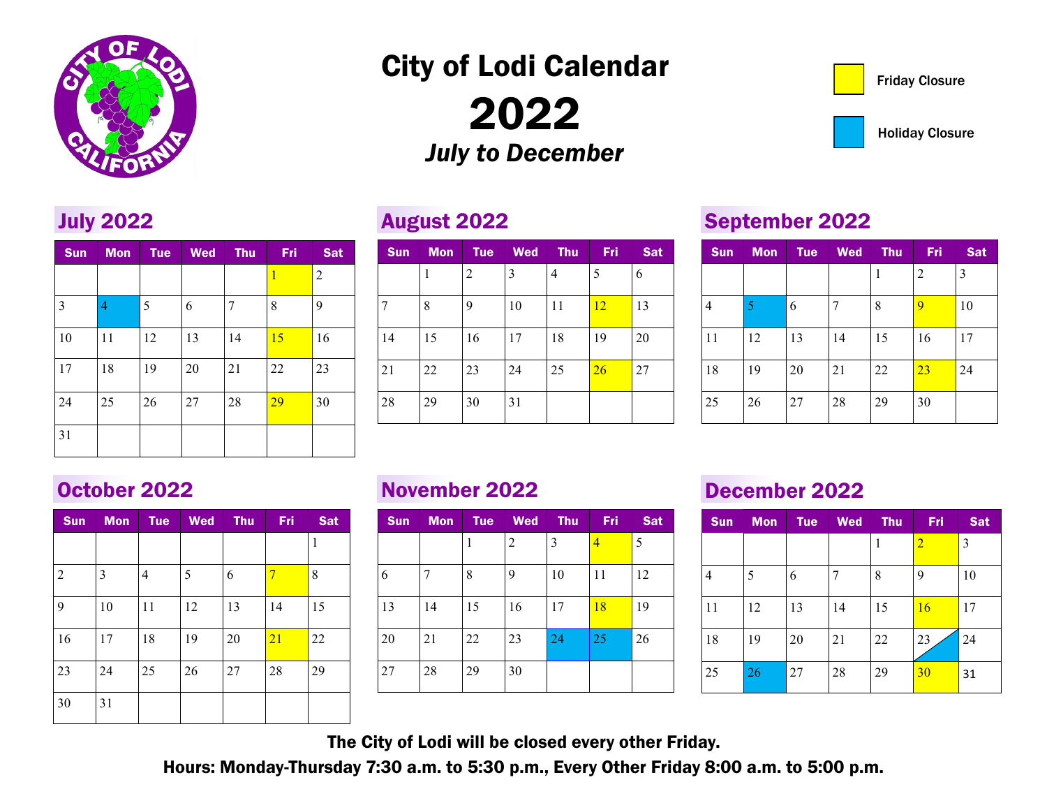# City of Lodi Calendar

# 2022

***July to December***

Friday Closure

Holiday Closure

## July 2022

| Sun | Mon | Tue | Wed | Thu | Fri | Sat |
|---|---|---|---|---|---|---|
| | | | | | 1 | 2 |
| 3 | 4 | 5 | 6 | 7 | 8 | 9 |
| 10 | 11 | 12 | 13 | 14 | 15 | 16 |
| 17 | 18 | 19 | 20 | 21 | 22 | 23 |
| 24 | 25 | 26 | 27 | 28 | 29 | 30 |
| 31 | | | | | | |

## August 2022

| Sun | Mon | Tue | Wed | Thu | Fri | Sat |
|---|---|---|---|---|---|---|
| | 1 | 2 | 3 | 4 | 5 | 6 |
| 7 | 8 | 9 | 10 | 11 | 12 | 13 |
| 14 | 15 | 16 | 17 | 18 | 19 | 20 |
| 21 | 22 | 23 | 24 | 25 | 26 | 27 |
| 28 | 29 | 30 | 31 | | | |

## September 2022

| Sun | Mon | Tue | Wed | Thu | Fri | Sat |
|---|---|---|---|---|---|---|
| | | | | 1 | 2 | 3 |
| 4 | 5 | 6 | 7 | 8 | 9 | 10 |
| 11 | 12 | 13 | 14 | 15 | 16 | 17 |
| 18 | 19 | 20 | 21 | 22 | 23 | 24 |
| 25 | 26 | 27 | 28 | 29 | 30 | |

## October 2022

| Sun | Mon | Tue | Wed | Thu | Fri | Sat |
|---|---|---|---|---|---|---|
| | | | | | | 1 |
| 2 | 3 | 4 | 5 | 6 | 7 | 8 |
| 9 | 10 | 11 | 12 | 13 | 14 | 15 |
| 16 | 17 | 18 | 19 | 20 | 21 | 22 |
| 23 | 24 | 25 | 26 | 27 | 28 | 29 |
| 30 | 31 | | | | | |

## November 2022

| Sun | Mon | Tue | Wed | Thu | Fri | Sat |
|---|---|---|---|---|---|---|
| | | 1 | 2 | 3 | 4 | 5 |
| 6 | 7 | 8 | 9 | 10 | 11 | 12 |
| 13 | 14 | 15 | 16 | 17 | 18 | 19 |
| 20 | 21 | 22 | 23 | 24 | 25 | 26 |
| 27 | 28 | 29 | 30 | | | |

## December 2022

| Sun | Mon | Tue | Wed | Thu | Fri | Sat |
|---|---|---|---|---|---|---|
| | | | | 1 | 2 | 3 |
| 4 | 5 | 6 | 7 | 8 | 9 | 10 |
| 11 | 12 | 13 | 14 | 15 | 16 | 17 |
| 18 | 19 | 20 | 21 | 22 | 23 | 24 |
| 25 | 26 | 27 | 28 | 29 | 30 | 31 |

**The City of Lodi will be closed every other Friday.**

**Hours: Monday-Thursday 7:30 a.m. to 5:30 p.m., Every Other Friday 8:00 a.m. to 5:00 p.m.**